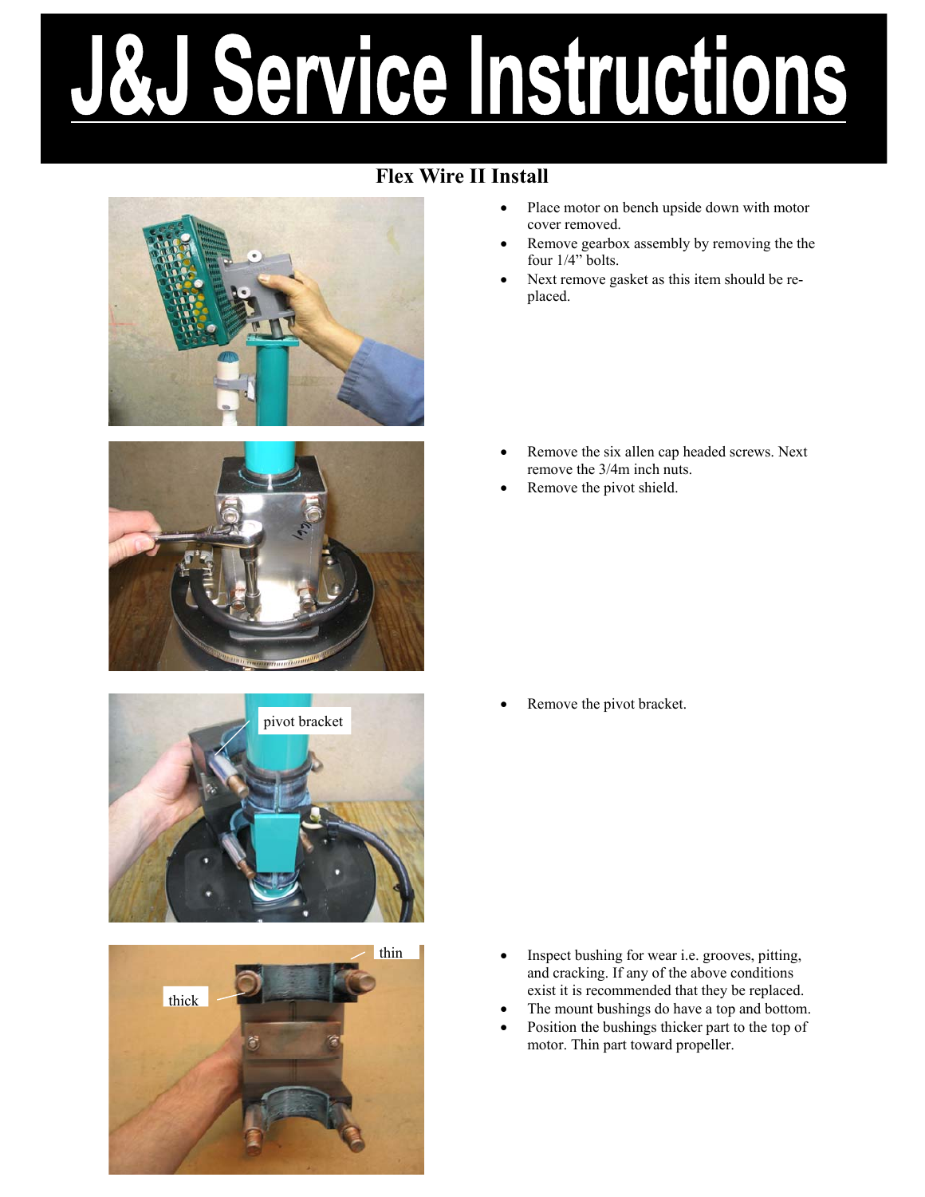# J&J Service Instructions

## Flex Wire II Install

- Place motor on bench upside down with motor cover removed.
- Remove gearbox assembly by removing the the four 1/4" bolts.
- Next remove gasket as this item should be replaced.

- Remove the six allen cap headed screws. Next remove the 3/4m inch nuts.
- Remove the pivot shield.

pivot bracket

- Remove the pivot bracket.

thin

thick

- Inspect bushing for wear i.e. grooves, pitting, and cracking. If any of the above conditions exist it is recommended that they be replaced.
- The mount bushings do have a top and bottom.
- Position the bushings thicker part to the top of motor. Thin part toward propeller.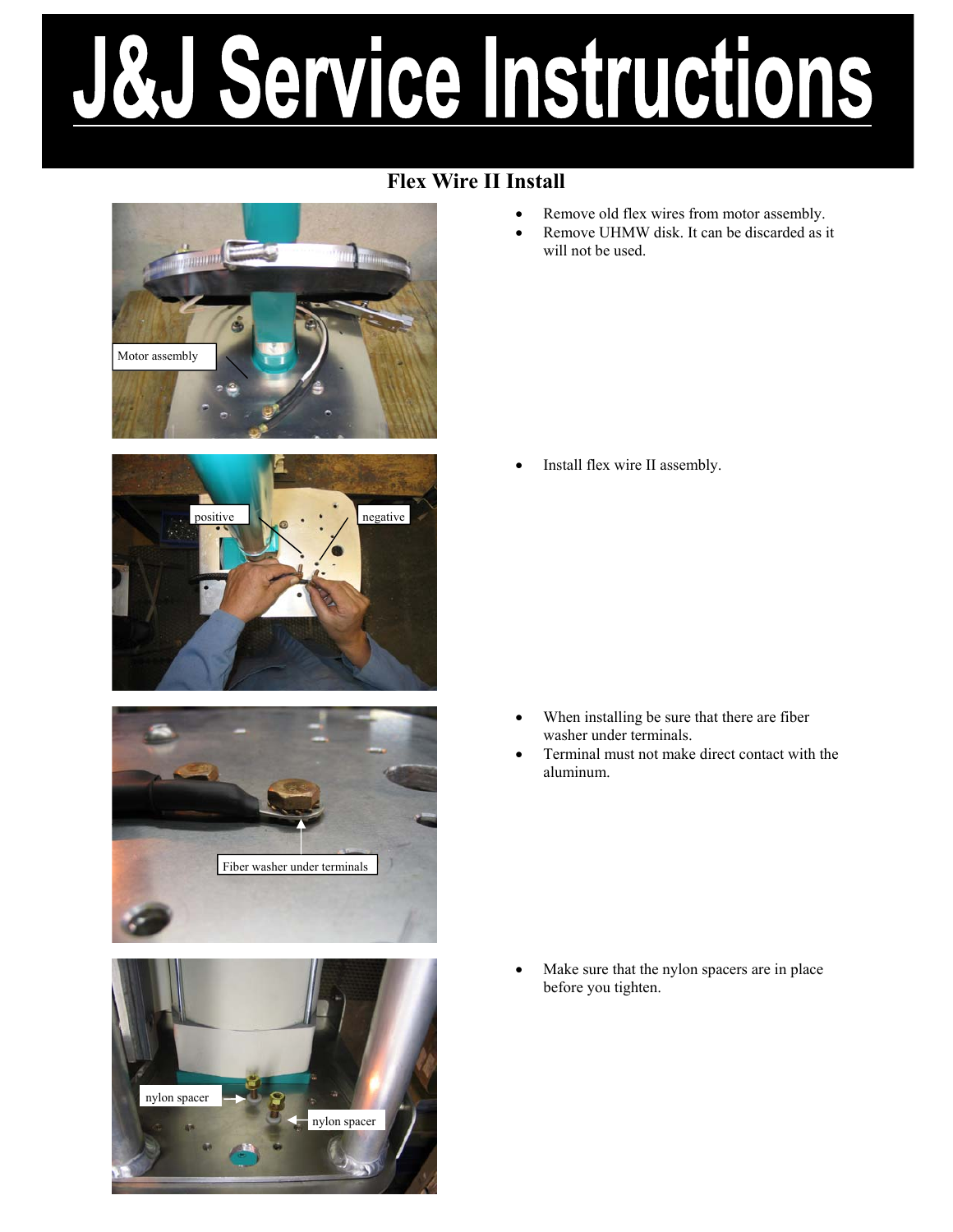# J&J Service Instructions

## Flex Wire II Install

- Remove old flex wires from motor assembly.
- Remove UHMW disk. It can be discarded as it will not be used.

- Install flex wire II assembly.

- When installing be sure that there are fiber washer under terminals.
- Terminal must not make direct contact with the aluminum.

- Make sure that the nylon spacers are in place before you tighten.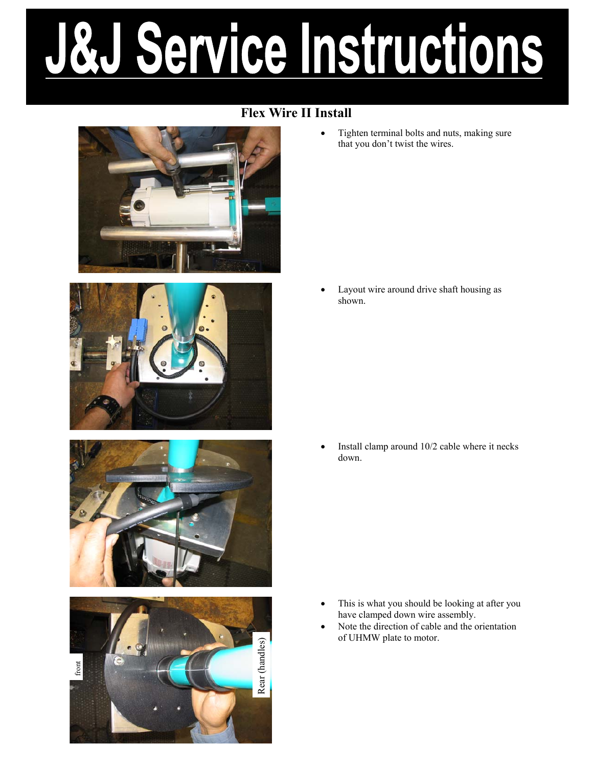# J&J Service Instructions

## Flex Wire II Install

- Tighten terminal bolts and nuts, making sure that you don't twist the wires.

- Layout wire around drive shaft housing as shown.

- Install clamp around 10/2 cable where it necks down.

- This is what you should be looking at after you have clamped down wire assembly.
- Note the direction of cable and the orientation of UHMW plate to motor.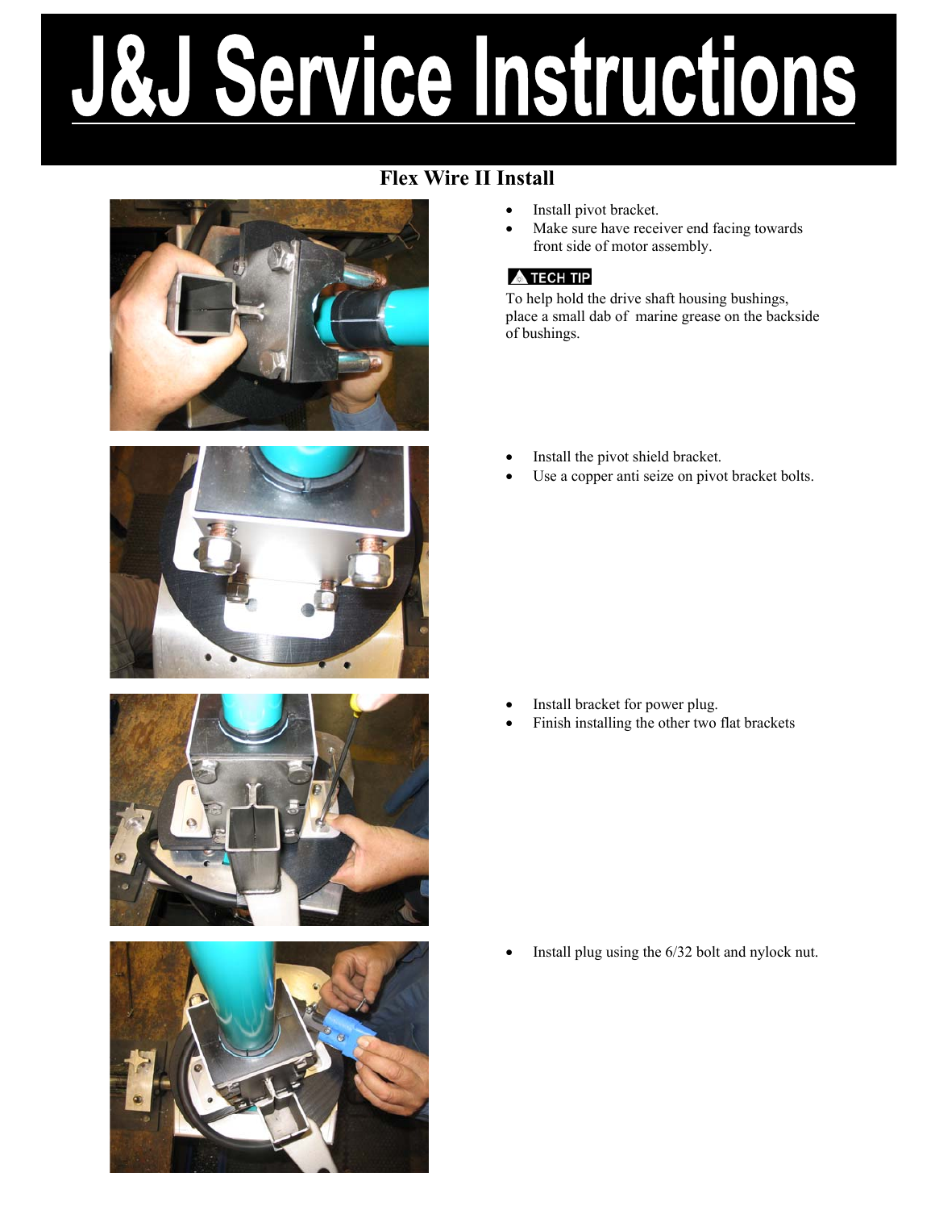# J&J Service Instructions

## Flex Wire II Install

- Install pivot bracket.
- Make sure have receiver end facing towards front side of motor assembly.

**TECH TIP**

To help hold the drive shaft housing bushings, place a small dab of marine grease on the backside of bushings.

- Install the pivot shield bracket.
- Use a copper anti seize on pivot bracket bolts.

- Install bracket for power plug.
- Finish installing the other two flat brackets

- Install plug using the 6/32 bolt and nylock nut.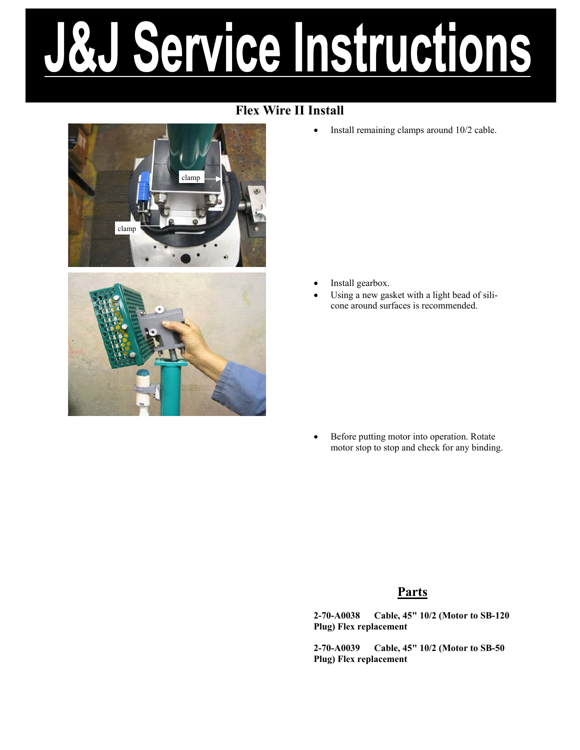# J&J Service Instructions

## Flex Wire II Install

- Install remaining clamps around 10/2 cable.

- Install gearbox.
- Using a new gasket with a light bead of silicone around surfaces is recommended.

- Before putting motor into operation. Rotate motor stop to stop and check for any binding.

## Parts

**2-70-A0038 Cable, 45" 10/2 (Motor to SB-120 Plug) Flex replacement**

**2-70-A0039 Cable, 45" 10/2 (Motor to SB-50 Plug) Flex replacement**